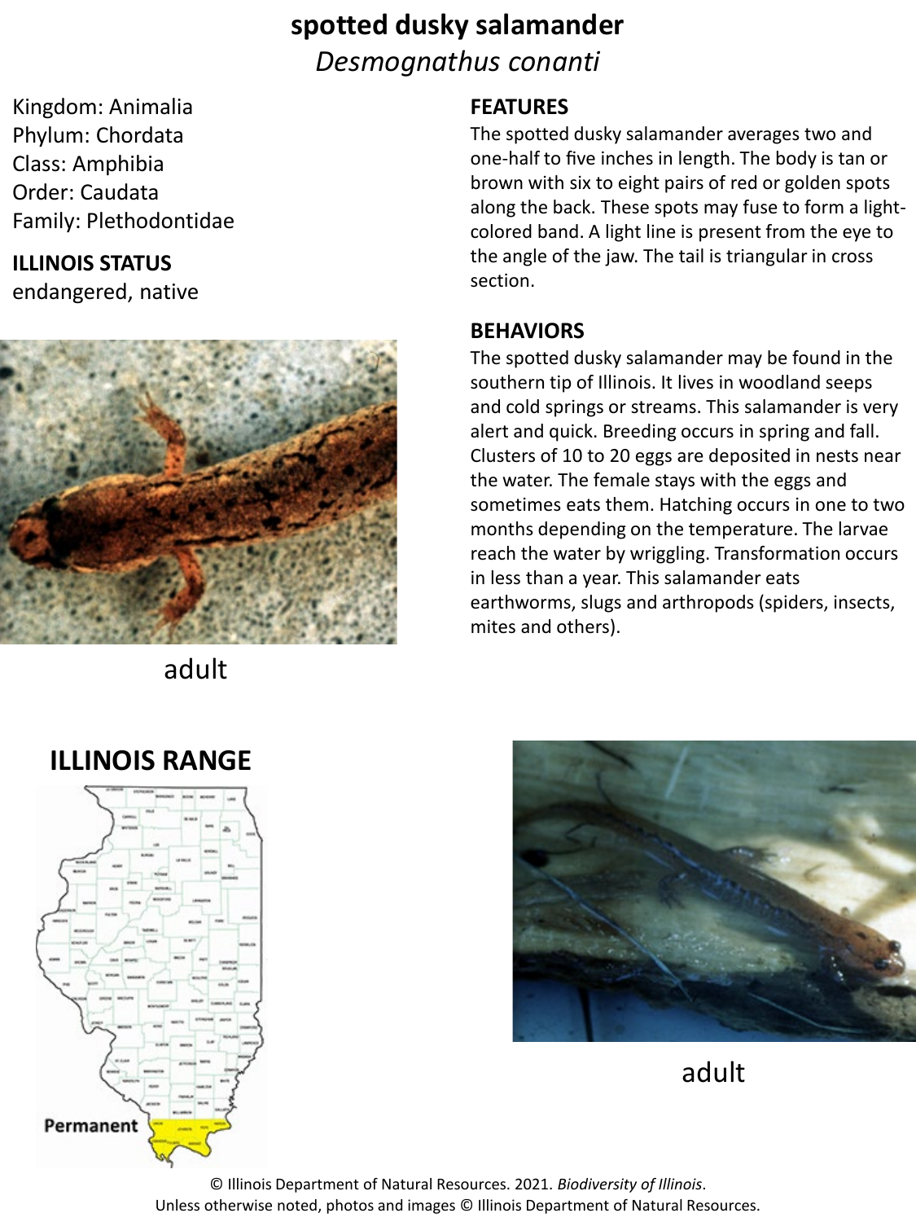# spotted dusky salamander

*Desmognathus conanti*

Kingdom: Animalia
Phylum: Chordata
Class: Amphibia
Order: Caudata
Family: Plethodontidae

**ILLINOIS STATUS**

endangered, native

adult

## FEATURES

The spotted dusky salamander averages two and one-half to five inches in length. The body is tan or brown with six to eight pairs of red or golden spots along the back. These spots may fuse to form a light-colored band. A light line is present from the eye to the angle of the jaw. The tail is triangular in cross section.

## BEHAVIORS

The spotted dusky salamander may be found in the southern tip of Illinois. It lives in woodland seeps and cold springs or streams. This salamander is very alert and quick. Breeding occurs in spring and fall. Clusters of 10 to 20 eggs are deposited in nests near the water. The female stays with the eggs and sometimes eats them. Hatching occurs in one to two months depending on the temperature. The larvae reach the water by wriggling. Transformation occurs in less than a year. This salamander eats earthworms, slugs and arthropods (spiders, insects, mites and others).

## ILLINOIS RANGE

Permanent

adult

© Illinois Department of Natural Resources. 2021. *Biodiversity of Illinois*.
Unless otherwise noted, photos and images © Illinois Department of Natural Resources.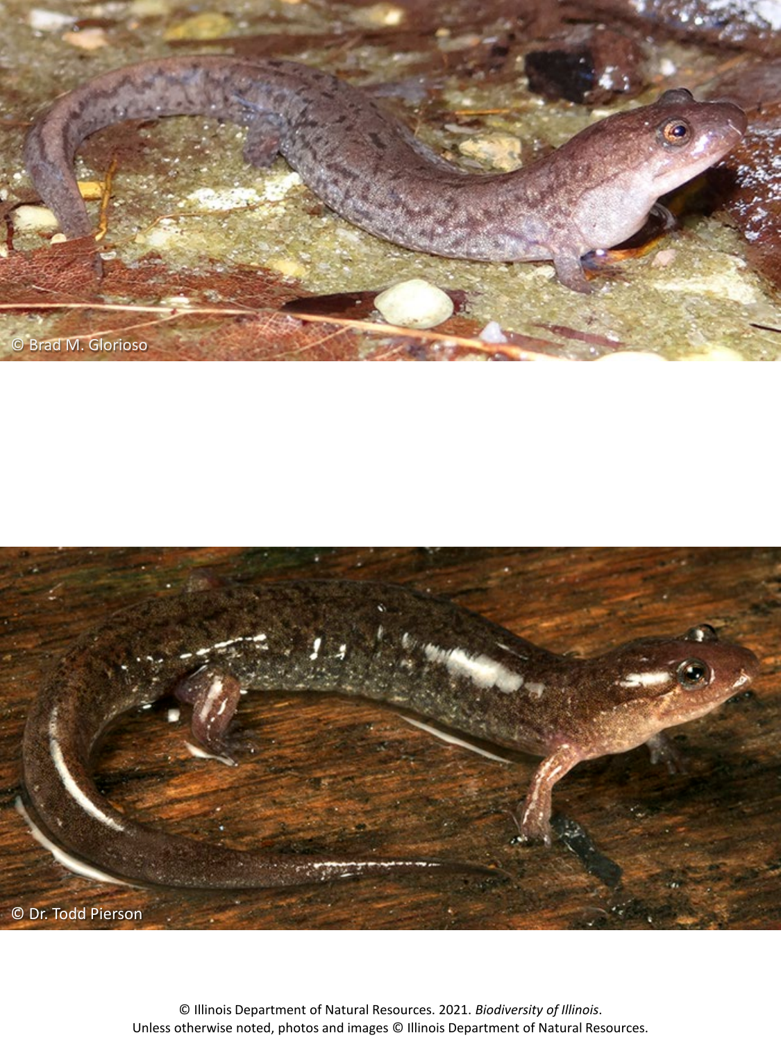© Brad M. Glorioso

© Dr. Todd Pierson

© Illinois Department of Natural Resources. 2021. *Biodiversity of Illinois*.
Unless otherwise noted, photos and images © Illinois Department of Natural Resources.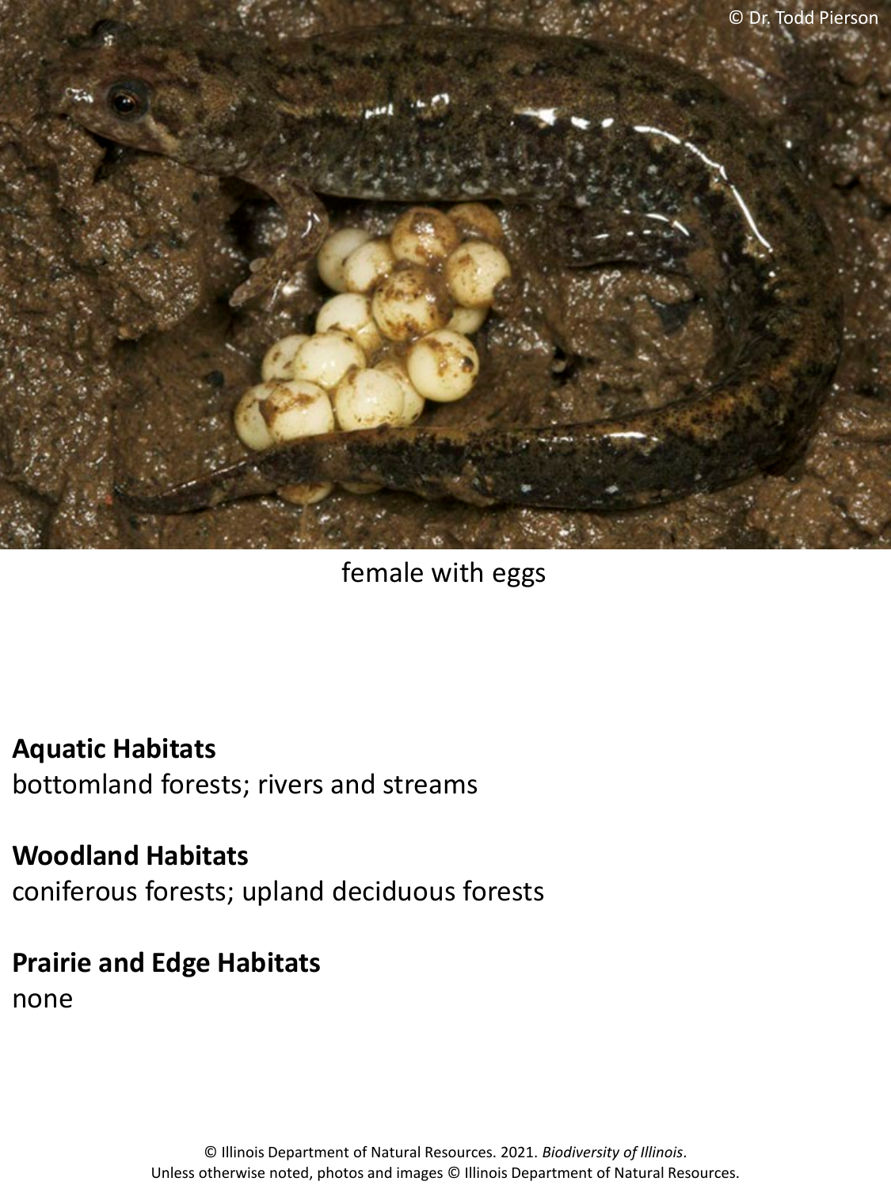female with eggs

**Aquatic Habitats**
bottomland forests; rivers and streams

**Woodland Habitats**
coniferous forests; upland deciduous forests

**Prairie and Edge Habitats**
none

© Illinois Department of Natural Resources. 2021. *Biodiversity of Illinois*.
Unless otherwise noted, photos and images © Illinois Department of Natural Resources.